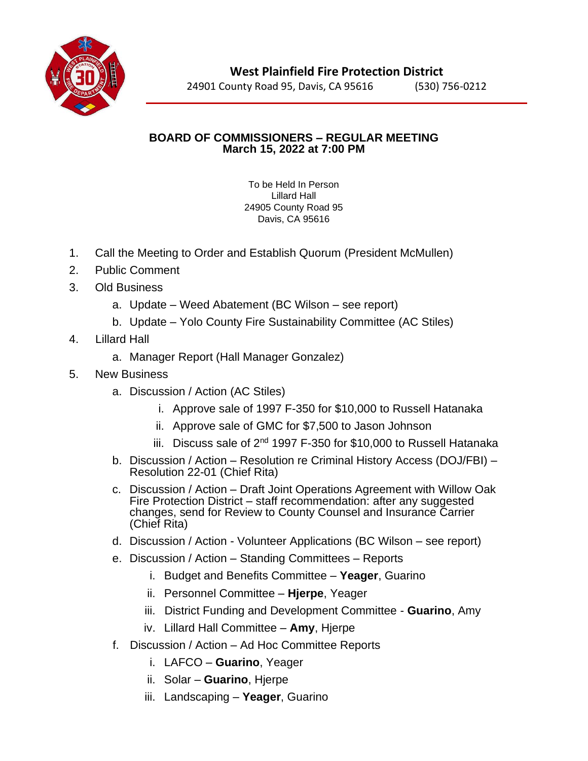# West Plainfield Fire Protection District

24901 County Road 95, Davis, CA 95616 (530) 756-0212

## BOARD OF COMMISSIONERS – REGULAR MEETING
## March 15, 2022 at 7:00 PM

To be Held In Person
Lillard Hall
24905 County Road 95
Davis, CA 95616

1. Call the Meeting to Order and Establish Quorum (President McMullen)
2. Public Comment
3. Old Business
   a. Update – Weed Abatement (BC Wilson – see report)
   b. Update – Yolo County Fire Sustainability Committee (AC Stiles)
4. Lillard Hall
   a. Manager Report (Hall Manager Gonzalez)
5. New Business
   a. Discussion / Action (AC Stiles)
      i. Approve sale of 1997 F-350 for $10,000 to Russell Hatanaka
      ii. Approve sale of GMC for $7,500 to Jason Johnson
      iii. Discuss sale of 2nd 1997 F-350 for $10,000 to Russell Hatanaka
   b. Discussion / Action – Resolution re Criminal History Access (DOJ/FBI) – Resolution 22-01 (Chief Rita)
   c. Discussion / Action – Draft Joint Operations Agreement with Willow Oak Fire Protection District – staff recommendation: after any suggested changes, send for Review to County Counsel and Insurance Carrier (Chief Rita)
   d. Discussion / Action - Volunteer Applications (BC Wilson – see report)
   e. Discussion / Action – Standing Committees – Reports
      i. Budget and Benefits Committee – **Yeager**, Guarino
      ii. Personnel Committee – **Hjerpe**, Yeager
      iii. District Funding and Development Committee - **Guarino**, Amy
      iv. Lillard Hall Committee – **Amy**, Hjerpe
   f. Discussion / Action – Ad Hoc Committee Reports
      i. LAFCO – **Guarino**, Yeager
      ii. Solar – **Guarino**, Hjerpe
      iii. Landscaping – **Yeager**, Guarino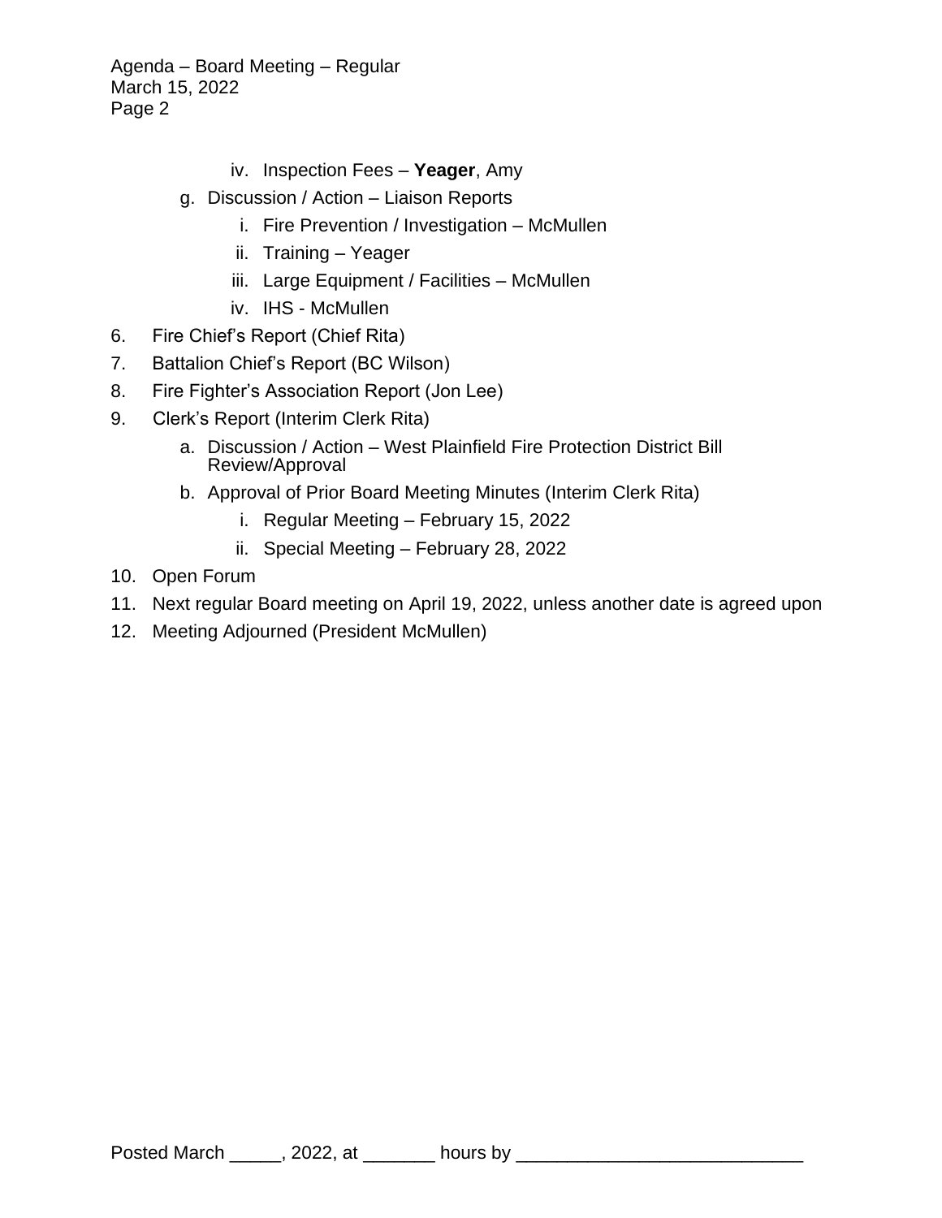- iv. Inspection Fees – **Yeager**, Amy
- g. Discussion / Action – Liaison Reports
  - i. Fire Prevention / Investigation – McMullen
  - ii. Training – Yeager
  - iii. Large Equipment / Facilities – McMullen
  - iv. IHS - McMullen

6. Fire Chief's Report (Chief Rita)
7. Battalion Chief's Report (BC Wilson)
8. Fire Fighter's Association Report (Jon Lee)
9. Clerk's Report (Interim Clerk Rita)
   - a. Discussion / Action – West Plainfield Fire Protection District Bill Review/Approval
   - b. Approval of Prior Board Meeting Minutes (Interim Clerk Rita)
     - i. Regular Meeting – February 15, 2022
     - ii. Special Meeting – February 28, 2022
10. Open Forum
11. Next regular Board meeting on April 19, 2022, unless another date is agreed upon
12. Meeting Adjourned (President McMullen)

Posted March _____, 2022, at _______ hours by ____________________________